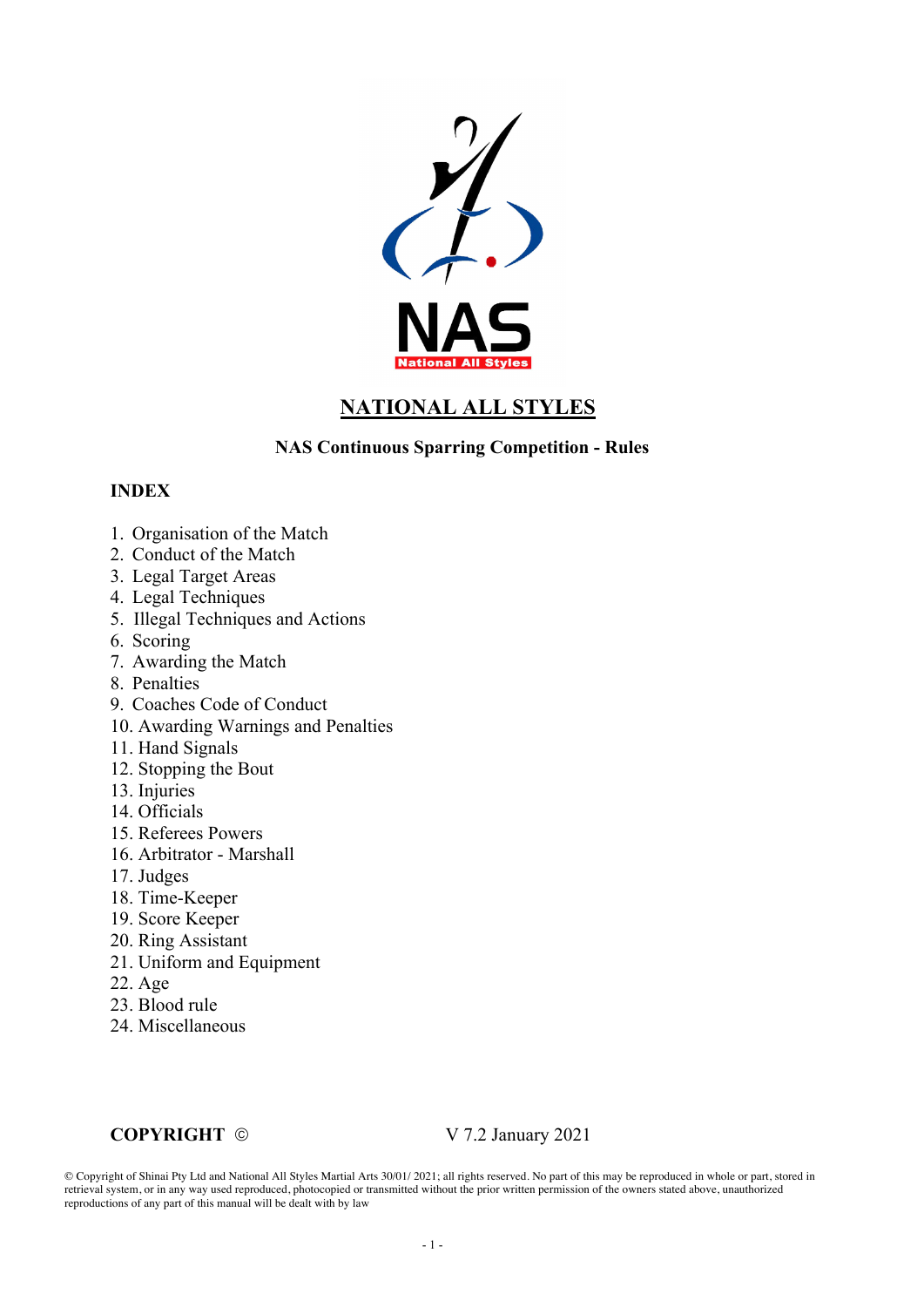NAS
National All Styles

# NATIONAL ALL STYLES

## NAS Continuous Sparring Competition - Rules

### INDEX

1. Organisation of the Match
2. Conduct of the Match
3. Legal Target Areas
4. Legal Techniques
5. Illegal Techniques and Actions
6. Scoring
7. Awarding the Match
8. Penalties
9. Coaches Code of Conduct
10. Awarding Warnings and Penalties
11. Hand Signals
12. Stopping the Bout
13. Injuries
14. Officials
15. Referees Powers
16. Arbitrator - Marshall
17. Judges
18. Time-Keeper
19. Score Keeper
20. Ring Assistant
21. Uniform and Equipment
22. Age
23. Blood rule
24. Miscellaneous

**COPYRIGHT** © V 7.2 January 2021

© Copyright of Shinai Pty Ltd and National All Styles Martial Arts 30/01/ 2021; all rights reserved. No part of this may be reproduced in whole or part, stored in retrieval system, or in any way used reproduced, photocopied or transmitted without the prior written permission of the owners stated above, unauthorized reproductions of any part of this manual will be dealt with by law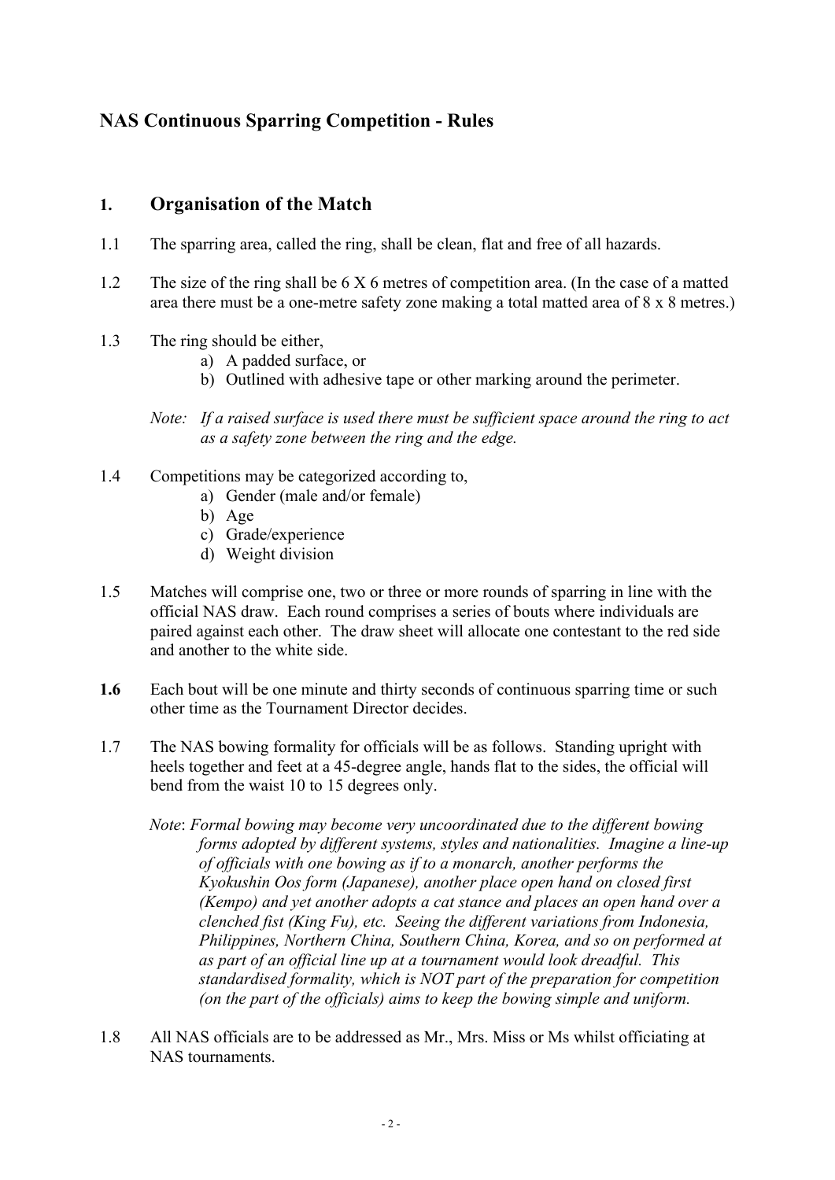# NAS Continuous Sparring Competition - Rules

## 1. Organisation of the Match

1.1 The sparring area, called the ring, shall be clean, flat and free of all hazards.

1.2 The size of the ring shall be 6 X 6 metres of competition area. (In the case of a matted area there must be a one-metre safety zone making a total matted area of 8 x 8 metres.)

1.3 The ring should be either,

a) A padded surface, or
b) Outlined with adhesive tape or other marking around the perimeter.

*Note: If a raised surface is used there must be sufficient space around the ring to act as a safety zone between the ring and the edge.*

1.4 Competitions may be categorized according to,

a) Gender (male and/or female)
b) Age
c) Grade/experience
d) Weight division

1.5 Matches will comprise one, two or three or more rounds of sparring in line with the official NAS draw. Each round comprises a series of bouts where individuals are paired against each other. The draw sheet will allocate one contestant to the red side and another to the white side.

**1.6** Each bout will be one minute and thirty seconds of continuous sparring time or such other time as the Tournament Director decides.

1.7 The NAS bowing formality for officials will be as follows. Standing upright with heels together and feet at a 45-degree angle, hands flat to the sides, the official will bend from the waist 10 to 15 degrees only.

*Note: Formal bowing may become very uncoordinated due to the different bowing forms adopted by different systems, styles and nationalities. Imagine a line-up of officials with one bowing as if to a monarch, another performs the Kyokushin Oos form (Japanese), another place open hand on closed first (Kempo) and yet another adopts a cat stance and places an open hand over a clenched fist (King Fu), etc. Seeing the different variations from Indonesia, Philippines, Northern China, Southern China, Korea, and so on performed at as part of an official line up at a tournament would look dreadful. This standardised formality, which is NOT part of the preparation for competition (on the part of the officials) aims to keep the bowing simple and uniform.*

1.8 All NAS officials are to be addressed as Mr., Mrs. Miss or Ms whilst officiating at NAS tournaments.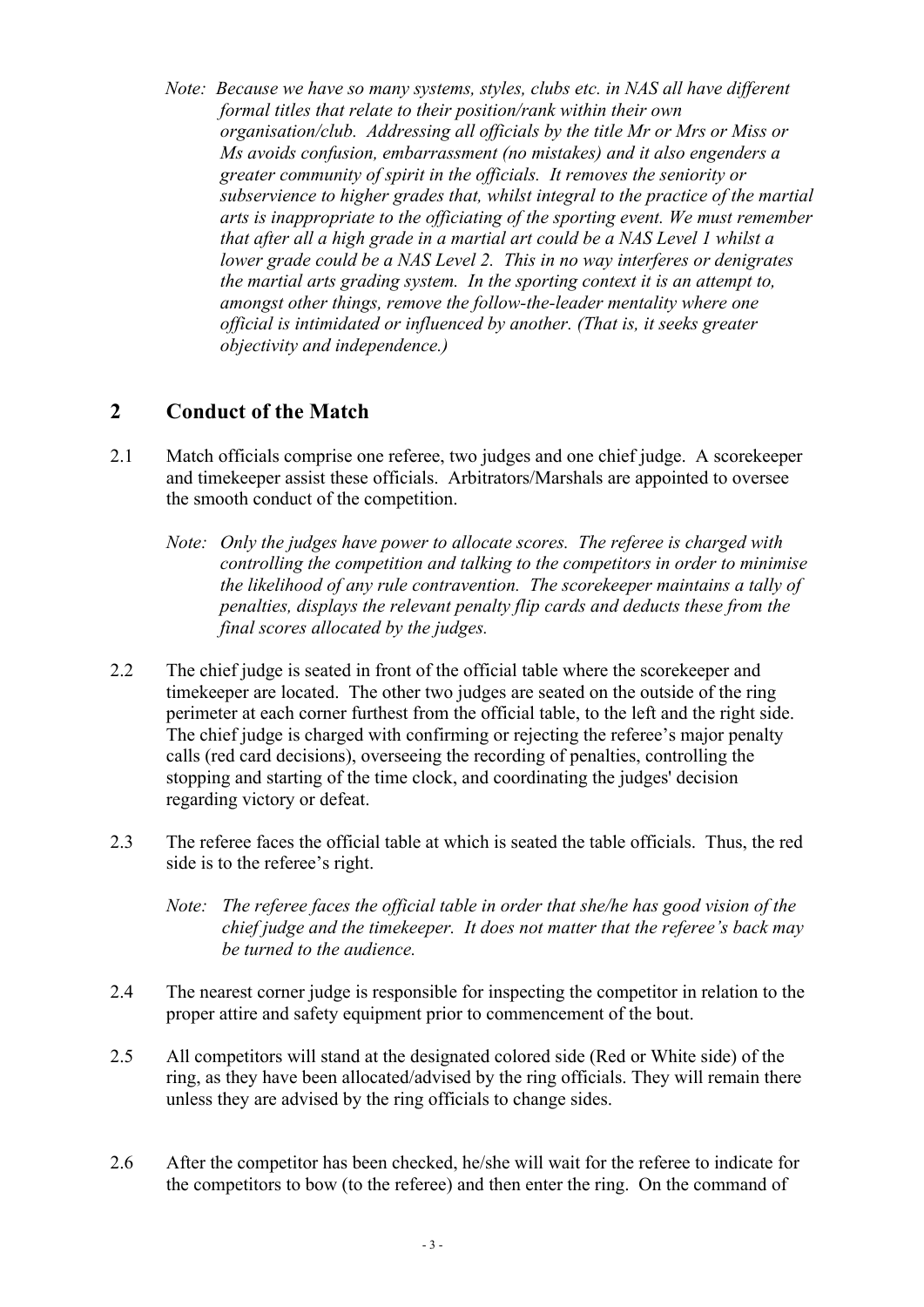*Note: Because we have so many systems, styles, clubs etc. in NAS all have different formal titles that relate to their position/rank within their own organisation/club. Addressing all officials by the title Mr or Mrs or Miss or Ms avoids confusion, embarrassment (no mistakes) and it also engenders a greater community of spirit in the officials. It removes the seniority or subservience to higher grades that, whilst integral to the practice of the martial arts is inappropriate to the officiating of the sporting event. We must remember that after all a high grade in a martial art could be a NAS Level 1 whilst a lower grade could be a NAS Level 2. This in no way interferes or denigrates the martial arts grading system. In the sporting context it is an attempt to, amongst other things, remove the follow-the-leader mentality where one official is intimidated or influenced by another. (That is, it seeks greater objectivity and independence.)*

## 2 Conduct of the Match

2.1 Match officials comprise one referee, two judges and one chief judge. A scorekeeper and timekeeper assist these officials. Arbitrators/Marshals are appointed to oversee the smooth conduct of the competition.

*Note: Only the judges have power to allocate scores. The referee is charged with controlling the competition and talking to the competitors in order to minimise the likelihood of any rule contravention. The scorekeeper maintains a tally of penalties, displays the relevant penalty flip cards and deducts these from the final scores allocated by the judges.*

2.2 The chief judge is seated in front of the official table where the scorekeeper and timekeeper are located. The other two judges are seated on the outside of the ring perimeter at each corner furthest from the official table, to the left and the right side. The chief judge is charged with confirming or rejecting the referee's major penalty calls (red card decisions), overseeing the recording of penalties, controlling the stopping and starting of the time clock, and coordinating the judges' decision regarding victory or defeat.

2.3 The referee faces the official table at which is seated the table officials. Thus, the red side is to the referee's right.

*Note: The referee faces the official table in order that she/he has good vision of the chief judge and the timekeeper. It does not matter that the referee's back may be turned to the audience.*

2.4 The nearest corner judge is responsible for inspecting the competitor in relation to the proper attire and safety equipment prior to commencement of the bout.

2.5 All competitors will stand at the designated colored side (Red or White side) of the ring, as they have been allocated/advised by the ring officials. They will remain there unless they are advised by the ring officials to change sides.

2.6 After the competitor has been checked, he/she will wait for the referee to indicate for the competitors to bow (to the referee) and then enter the ring. On the command of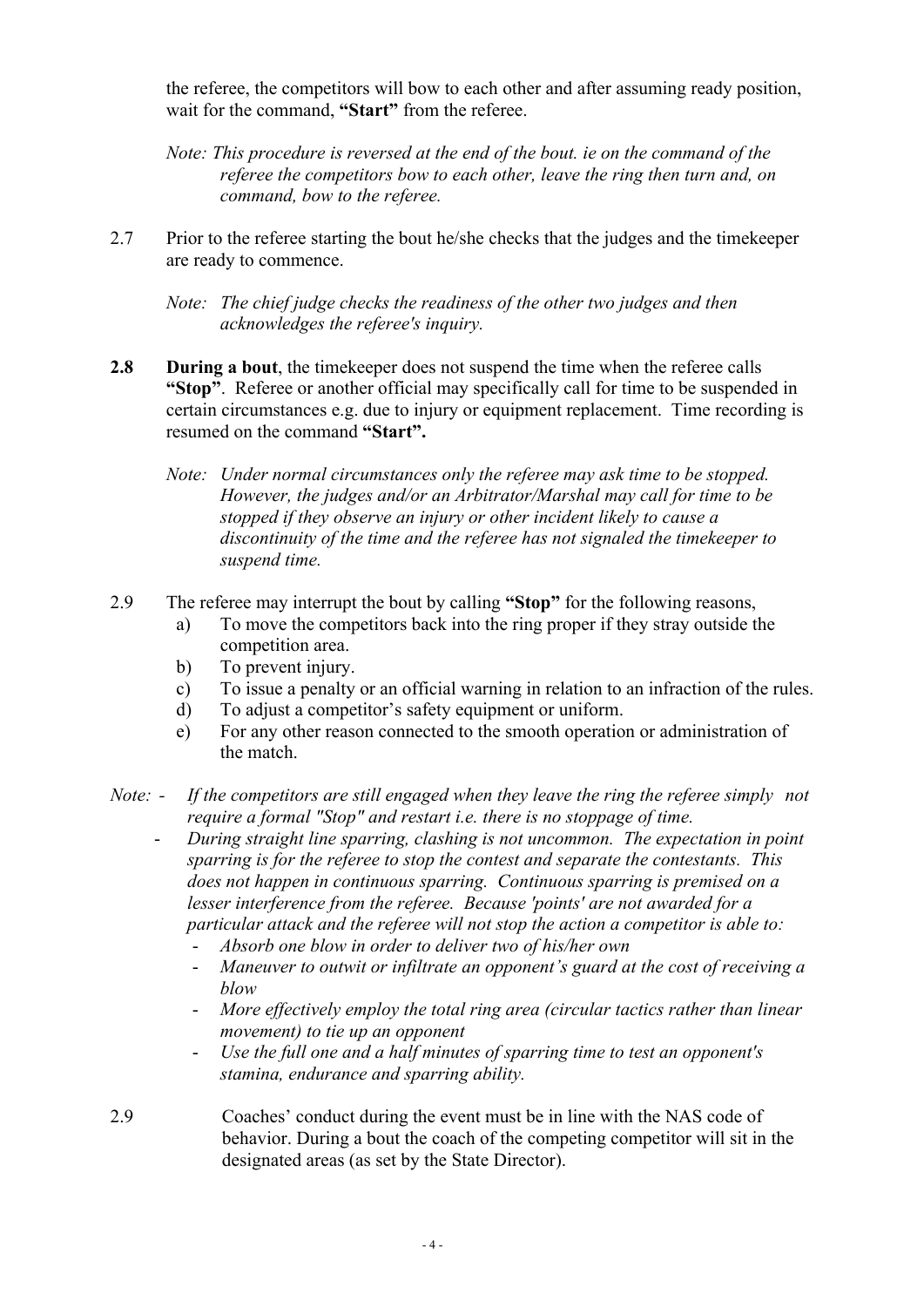the referee, the competitors will bow to each other and after assuming ready position, wait for the command, **"Start"** from the referee.

*Note: This procedure is reversed at the end of the bout. ie on the command of the referee the competitors bow to each other, leave the ring then turn and, on command, bow to the referee.*

2.7 Prior to the referee starting the bout he/she checks that the judges and the timekeeper are ready to commence.

*Note: The chief judge checks the readiness of the other two judges and then acknowledges the referee's inquiry.*

**2.8 During a bout**, the timekeeper does not suspend the time when the referee calls **"Stop"**. Referee or another official may specifically call for time to be suspended in certain circumstances e.g. due to injury or equipment replacement. Time recording is resumed on the command **"Start".**

*Note: Under normal circumstances only the referee may ask time to be stopped. However, the judges and/or an Arbitrator/Marshal may call for time to be stopped if they observe an injury or other incident likely to cause a discontinuity of the time and the referee has not signaled the timekeeper to suspend time.*

2.9 The referee may interrupt the bout by calling **"Stop"** for the following reasons,

a) To move the competitors back into the ring proper if they stray outside the competition area.
b) To prevent injury.
c) To issue a penalty or an official warning in relation to an infraction of the rules.
d) To adjust a competitor's safety equipment or uniform.
e) For any other reason connected to the smooth operation or administration of the match.

*Note:*

- *If the competitors are still engaged when they leave the ring the referee simply not require a formal "Stop" and restart i.e. there is no stoppage of time.*
- *During straight line sparring, clashing is not uncommon. The expectation in point sparring is for the referee to stop the contest and separate the contestants. This does not happen in continuous sparring. Continuous sparring is premised on a lesser interference from the referee. Because 'points' are not awarded for a particular attack and the referee will not stop the action a competitor is able to:*
  - *Absorb one blow in order to deliver two of his/her own*
  - *Maneuver to outwit or infiltrate an opponent's guard at the cost of receiving a blow*
  - *More effectively employ the total ring area (circular tactics rather than linear movement) to tie up an opponent*
  - *Use the full one and a half minutes of sparring time to test an opponent's stamina, endurance and sparring ability.*

2.9 Coaches' conduct during the event must be in line with the NAS code of behavior. During a bout the coach of the competing competitor will sit in the designated areas (as set by the State Director).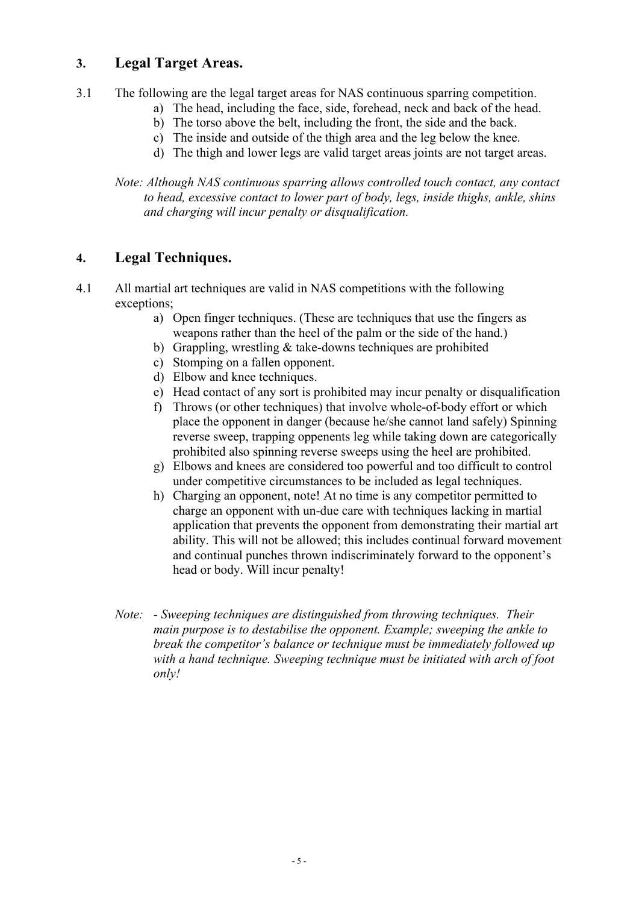## 3. Legal Target Areas.

3.1 The following are the legal target areas for NAS continuous sparring competition.

a) The head, including the face, side, forehead, neck and back of the head.
b) The torso above the belt, including the front, the side and the back.
c) The inside and outside of the thigh area and the leg below the knee.
d) The thigh and lower legs are valid target areas joints are not target areas.

*Note: Although NAS continuous sparring allows controlled touch contact, any contact to head, excessive contact to lower part of body, legs, inside thighs, ankle, shins and charging will incur penalty or disqualification.*

## 4. Legal Techniques.

4.1 All martial art techniques are valid in NAS competitions with the following exceptions;

a) Open finger techniques. (These are techniques that use the fingers as weapons rather than the heel of the palm or the side of the hand.)
b) Grappling, wrestling & take-downs techniques are prohibited
c) Stomping on a fallen opponent.
d) Elbow and knee techniques.
e) Head contact of any sort is prohibited may incur penalty or disqualification
f) Throws (or other techniques) that involve whole-of-body effort or which place the opponent in danger (because he/she cannot land safely) Spinning reverse sweep, trapping oppenents leg while taking down are categorically prohibited also spinning reverse sweeps using the heel are prohibited.
g) Elbows and knees are considered too powerful and too difficult to control under competitive circumstances to be included as legal techniques.
h) Charging an opponent, note! At no time is any competitor permitted to charge an opponent with un-due care with techniques lacking in martial application that prevents the opponent from demonstrating their martial art ability. This will not be allowed; this includes continual forward movement and continual punches thrown indiscriminately forward to the opponent's head or body. Will incur penalty!

*Note: - Sweeping techniques are distinguished from throwing techniques. Their main purpose is to destabilise the opponent. Example; sweeping the ankle to break the competitor's balance or technique must be immediately followed up with a hand technique. Sweeping technique must be initiated with arch of foot only!*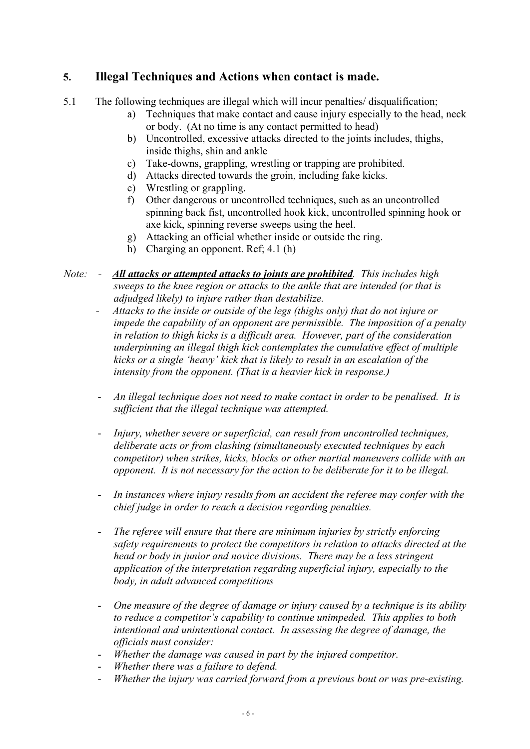## 5. Illegal Techniques and Actions when contact is made.

5.1 The following techniques are illegal which will incur penalties/ disqualification;

a) Techniques that make contact and cause injury especially to the head, neck or body. (At no time is any contact permitted to head)
b) Uncontrolled, excessive attacks directed to the joints includes, thighs, inside thighs, shin and ankle
c) Take-downs, grappling, wrestling or trapping are prohibited.
d) Attacks directed towards the groin, including fake kicks.
e) Wrestling or grappling.
f) Other dangerous or uncontrolled techniques, such as an uncontrolled spinning back fist, uncontrolled hook kick, uncontrolled spinning hook or axe kick, spinning reverse sweeps using the heel.
g) Attacking an official whether inside or outside the ring.
h) Charging an opponent. Ref; 4.1 (h)

*Note:*

- ***<u>All attacks or attempted attacks to joints are prohibited</u>****. This includes high sweeps to the knee region or attacks to the ankle that are intended (or that is adjudged likely) to injure rather than destabilize.*
- *Attacks to the inside or outside of the legs (thighs only) that do not injure or impede the capability of an opponent are permissible. The imposition of a penalty in relation to thigh kicks is a difficult area. However, part of the consideration underpinning an illegal thigh kick contemplates the cumulative effect of multiple kicks or a single 'heavy' kick that is likely to result in an escalation of the intensity from the opponent. (That is a heavier kick in response.)*
- *An illegal technique does not need to make contact in order to be penalised. It is sufficient that the illegal technique was attempted.*
- *Injury, whether severe or superficial, can result from uncontrolled techniques, deliberate acts or from clashing (simultaneously executed techniques by each competitor) when strikes, kicks, blocks or other martial maneuvers collide with an opponent. It is not necessary for the action to be deliberate for it to be illegal.*
- *In instances where injury results from an accident the referee may confer with the chief judge in order to reach a decision regarding penalties.*
- *The referee will ensure that there are minimum injuries by strictly enforcing safety requirements to protect the competitors in relation to attacks directed at the head or body in junior and novice divisions. There may be a less stringent application of the interpretation regarding superficial injury, especially to the body, in adult advanced competitions*
- *One measure of the degree of damage or injury caused by a technique is its ability to reduce a competitor's capability to continue unimpeded. This applies to both intentional and unintentional contact. In assessing the degree of damage, the officials must consider:*
- *Whether the damage was caused in part by the injured competitor.*
- *Whether there was a failure to defend.*
- *Whether the injury was carried forward from a previous bout or was pre-existing.*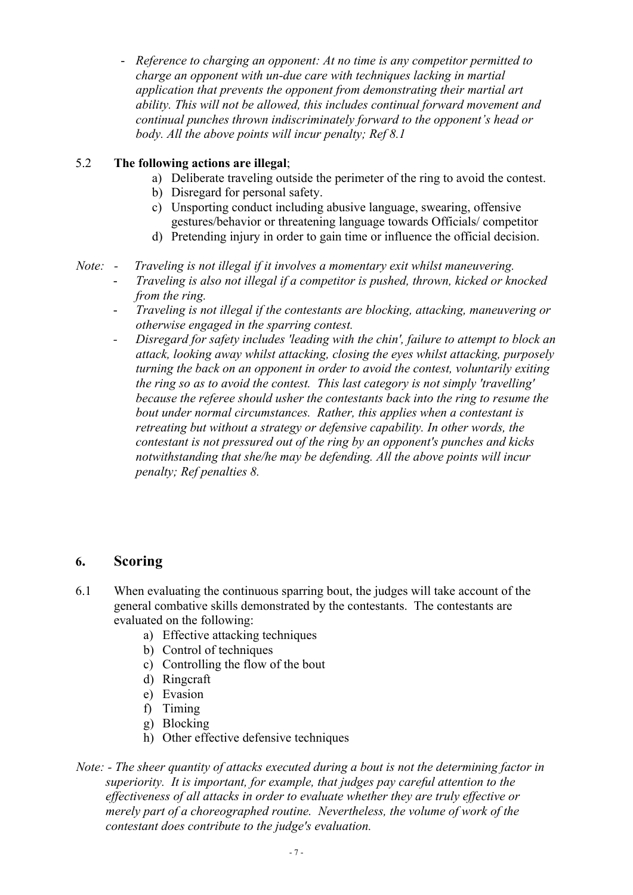- *Reference to charging an opponent: At no time is any competitor permitted to charge an opponent with un-due care with techniques lacking in martial application that prevents the opponent from demonstrating their martial art ability. This will not be allowed, this includes continual forward movement and continual punches thrown indiscriminately forward to the opponent's head or body. All the above points will incur penalty; Ref 8.1*

5.2 **The following actions are illegal**;

a) Deliberate traveling outside the perimeter of the ring to avoid the contest.
b) Disregard for personal safety.
c) Unsporting conduct including abusive language, swearing, offensive gestures/behavior or threatening language towards Officials/ competitor
d) Pretending injury in order to gain time or influence the official decision.

*Note:*
- *Traveling is not illegal if it involves a momentary exit whilst maneuvering.*
- *Traveling is also not illegal if a competitor is pushed, thrown, kicked or knocked from the ring.*
- *Traveling is not illegal if the contestants are blocking, attacking, maneuvering or otherwise engaged in the sparring contest.*
- *Disregard for safety includes 'leading with the chin', failure to attempt to block an attack, looking away whilst attacking, closing the eyes whilst attacking, purposely turning the back on an opponent in order to avoid the contest, voluntarily exiting the ring so as to avoid the contest. This last category is not simply 'travelling' because the referee should usher the contestants back into the ring to resume the bout under normal circumstances. Rather, this applies when a contestant is retreating but without a strategy or defensive capability. In other words, the contestant is not pressured out of the ring by an opponent's punches and kicks notwithstanding that she/he may be defending. All the above points will incur penalty; Ref penalties 8.*

## 6. Scoring

6.1 When evaluating the continuous sparring bout, the judges will take account of the general combative skills demonstrated by the contestants. The contestants are evaluated on the following:

a) Effective attacking techniques
b) Control of techniques
c) Controlling the flow of the bout
d) Ringcraft
e) Evasion
f) Timing
g) Blocking
h) Other effective defensive techniques

*Note: - The sheer quantity of attacks executed during a bout is not the determining factor in superiority. It is important, for example, that judges pay careful attention to the effectiveness of all attacks in order to evaluate whether they are truly effective or merely part of a choreographed routine. Nevertheless, the volume of work of the contestant does contribute to the judge's evaluation.*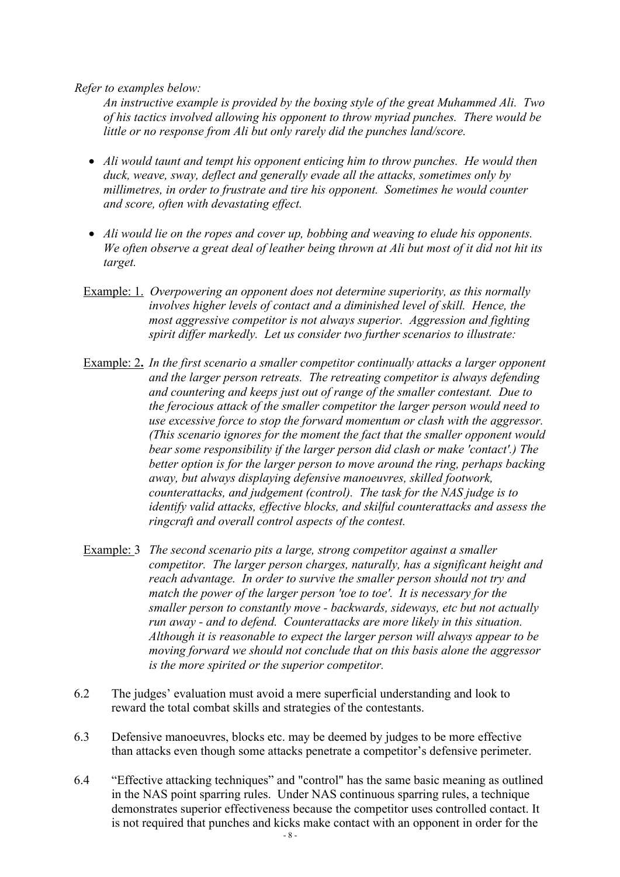*Refer to examples below:*

*An instructive example is provided by the boxing style of the great Muhammed Ali. Two of his tactics involved allowing his opponent to throw myriad punches. There would be little or no response from Ali but only rarely did the punches land/score.*

- *Ali would taunt and tempt his opponent enticing him to throw punches. He would then duck, weave, sway, deflect and generally evade all the attacks, sometimes only by millimetres, in order to frustrate and tire his opponent. Sometimes he would counter and score, often with devastating effect.*

- *Ali would lie on the ropes and cover up, bobbing and weaving to elude his opponents. We often observe a great deal of leather being thrown at Ali but most of it did not hit its target.*

Example: 1. *Overpowering an opponent does not determine superiority, as this normally involves higher levels of contact and a diminished level of skill. Hence, the most aggressive competitor is not always superior. Aggression and fighting spirit differ markedly. Let us consider two further scenarios to illustrate:*

Example: 2**.** *In the first scenario a smaller competitor continually attacks a larger opponent and the larger person retreats. The retreating competitor is always defending and countering and keeps just out of range of the smaller contestant. Due to the ferocious attack of the smaller competitor the larger person would need to use excessive force to stop the forward momentum or clash with the aggressor. (This scenario ignores for the moment the fact that the smaller opponent would bear some responsibility if the larger person did clash or make 'contact'.) The better option is for the larger person to move around the ring, perhaps backing away, but always displaying defensive manoeuvres, skilled footwork, counterattacks, and judgement (control). The task for the NAS judge is to identify valid attacks, effective blocks, and skilful counterattacks and assess the ringcraft and overall control aspects of the contest.*

Example: 3 *The second scenario pits a large, strong competitor against a smaller competitor. The larger person charges, naturally, has a significant height and reach advantage. In order to survive the smaller person should not try and match the power of the larger person 'toe to toe'. It is necessary for the smaller person to constantly move - backwards, sideways, etc but not actually run away - and to defend. Counterattacks are more likely in this situation. Although it is reasonable to expect the larger person will always appear to be moving forward we should not conclude that on this basis alone the aggressor is the more spirited or the superior competitor.*

6.2 The judges' evaluation must avoid a mere superficial understanding and look to reward the total combat skills and strategies of the contestants.

6.3 Defensive manoeuvres, blocks etc. may be deemed by judges to be more effective than attacks even though some attacks penetrate a competitor's defensive perimeter.

6.4 "Effective attacking techniques" and "control" has the same basic meaning as outlined in the NAS point sparring rules. Under NAS continuous sparring rules, a technique demonstrates superior effectiveness because the competitor uses controlled contact. It is not required that punches and kicks make contact with an opponent in order for the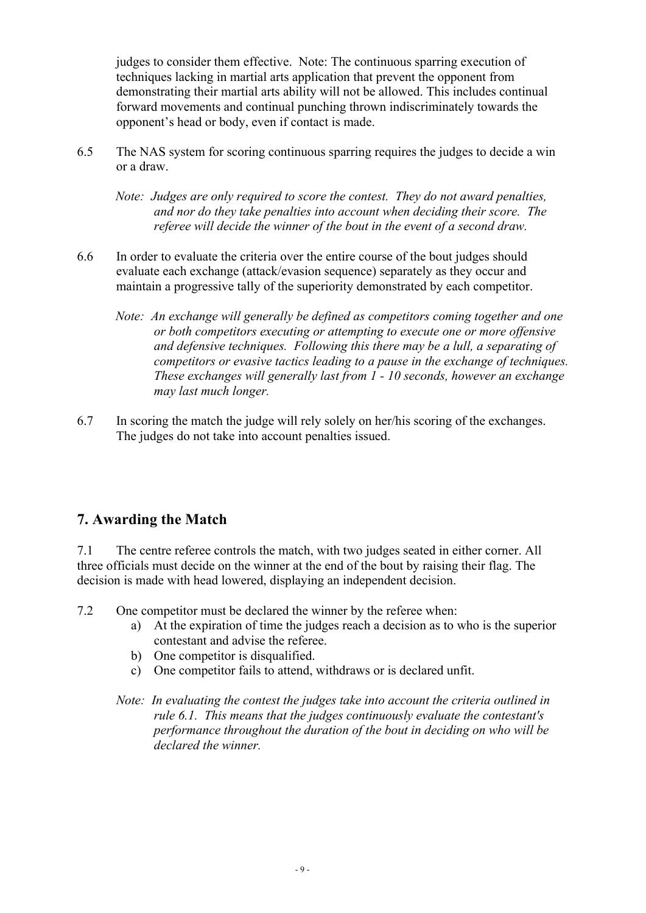judges to consider them effective. Note: The continuous sparring execution of techniques lacking in martial arts application that prevent the opponent from demonstrating their martial arts ability will not be allowed. This includes continual forward movements and continual punching thrown indiscriminately towards the opponent's head or body, even if contact is made.

6.5 The NAS system for scoring continuous sparring requires the judges to decide a win or a draw.

*Note: Judges are only required to score the contest. They do not award penalties, and nor do they take penalties into account when deciding their score. The referee will decide the winner of the bout in the event of a second draw.*

6.6 In order to evaluate the criteria over the entire course of the bout judges should evaluate each exchange (attack/evasion sequence) separately as they occur and maintain a progressive tally of the superiority demonstrated by each competitor.

*Note: An exchange will generally be defined as competitors coming together and one or both competitors executing or attempting to execute one or more offensive and defensive techniques. Following this there may be a lull, a separating of competitors or evasive tactics leading to a pause in the exchange of techniques. These exchanges will generally last from 1 - 10 seconds, however an exchange may last much longer.*

6.7 In scoring the match the judge will rely solely on her/his scoring of the exchanges. The judges do not take into account penalties issued.

## 7. Awarding the Match

7.1 The centre referee controls the match, with two judges seated in either corner. All three officials must decide on the winner at the end of the bout by raising their flag. The decision is made with head lowered, displaying an independent decision.

7.2 One competitor must be declared the winner by the referee when:

a) At the expiration of time the judges reach a decision as to who is the superior contestant and advise the referee.
b) One competitor is disqualified.
c) One competitor fails to attend, withdraws or is declared unfit.

*Note: In evaluating the contest the judges take into account the criteria outlined in rule 6.1. This means that the judges continuously evaluate the contestant's performance throughout the duration of the bout in deciding on who will be declared the winner.*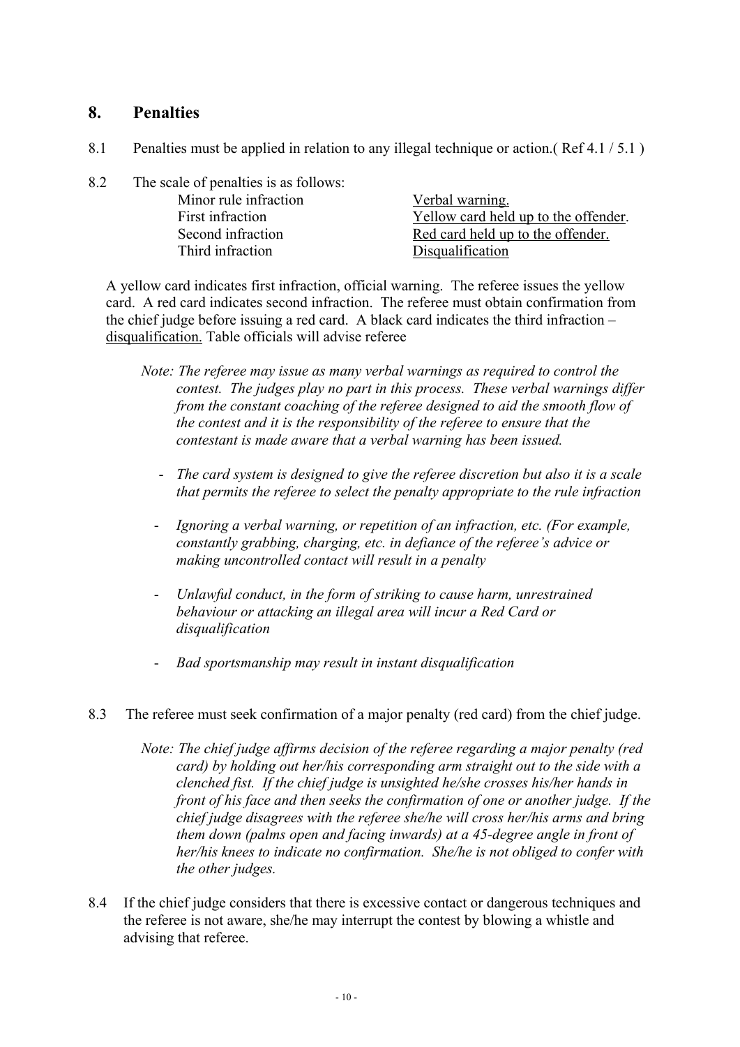## 8. Penalties

8.1 Penalties must be applied in relation to any illegal technique or action.( Ref 4.1 / 5.1 )

8.2 The scale of penalties is as follows:

| | |
|---|---|
| Minor rule infraction | Verbal warning. |
| First infraction | Yellow card held up to the offender. |
| Second infraction | Red card held up to the offender. |
| Third infraction | Disqualification |

A yellow card indicates first infraction, official warning. The referee issues the yellow card. A red card indicates second infraction. The referee must obtain confirmation from the chief judge before issuing a red card. A black card indicates the third infraction – disqualification. Table officials will advise referee

*Note: The referee may issue as many verbal warnings as required to control the contest. The judges play no part in this process. These verbal warnings differ from the constant coaching of the referee designed to aid the smooth flow of the contest and it is the responsibility of the referee to ensure that the contestant is made aware that a verbal warning has been issued.*

- *The card system is designed to give the referee discretion but also it is a scale that permits the referee to select the penalty appropriate to the rule infraction*
- *Ignoring a verbal warning, or repetition of an infraction, etc. (For example, constantly grabbing, charging, etc. in defiance of the referee's advice or making uncontrolled contact will result in a penalty*
- *Unlawful conduct, in the form of striking to cause harm, unrestrained behaviour or attacking an illegal area will incur a Red Card or disqualification*
- *Bad sportsmanship may result in instant disqualification*

8.3 The referee must seek confirmation of a major penalty (red card) from the chief judge.

*Note: The chief judge affirms decision of the referee regarding a major penalty (red card) by holding out her/his corresponding arm straight out to the side with a clenched fist. If the chief judge is unsighted he/she crosses his/her hands in front of his face and then seeks the confirmation of one or another judge. If the chief judge disagrees with the referee she/he will cross her/his arms and bring them down (palms open and facing inwards) at a 45-degree angle in front of her/his knees to indicate no confirmation. She/he is not obliged to confer with the other judges.*

8.4 If the chief judge considers that there is excessive contact or dangerous techniques and the referee is not aware, she/he may interrupt the contest by blowing a whistle and advising that referee.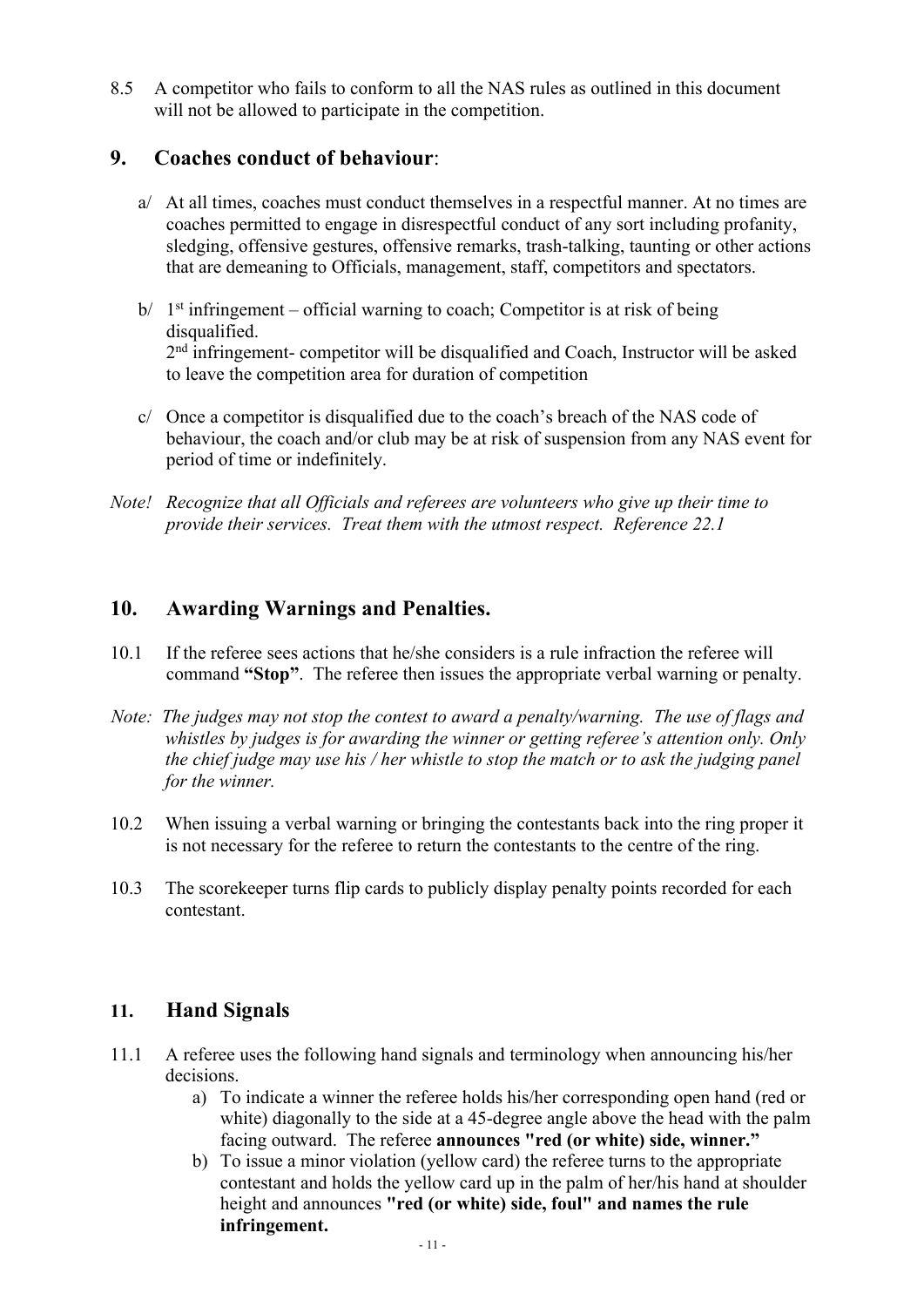8.5 A competitor who fails to conform to all the NAS rules as outlined in this document will not be allowed to participate in the competition.

## 9. Coaches conduct of behaviour:

a/ At all times, coaches must conduct themselves in a respectful manner. At no times are coaches permitted to engage in disrespectful conduct of any sort including profanity, sledging, offensive gestures, offensive remarks, trash-talking, taunting or other actions that are demeaning to Officials, management, staff, competitors and spectators.

b/ 1st infringement – official warning to coach; Competitor is at risk of being disqualified.
2nd infringement- competitor will be disqualified and Coach, Instructor will be asked to leave the competition area for duration of competition

c/ Once a competitor is disqualified due to the coach's breach of the NAS code of behaviour, the coach and/or club may be at risk of suspension from any NAS event for period of time or indefinitely.

*Note! Recognize that all Officials and referees are volunteers who give up their time to provide their services. Treat them with the utmost respect. Reference 22.1*

## 10. Awarding Warnings and Penalties.

10.1 If the referee sees actions that he/she considers is a rule infraction the referee will command **"Stop"**. The referee then issues the appropriate verbal warning or penalty.

*Note: The judges may not stop the contest to award a penalty/warning. The use of flags and whistles by judges is for awarding the winner or getting referee's attention only. Only the chief judge may use his / her whistle to stop the match or to ask the judging panel for the winner.*

10.2 When issuing a verbal warning or bringing the contestants back into the ring proper it is not necessary for the referee to return the contestants to the centre of the ring.

10.3 The scorekeeper turns flip cards to publicly display penalty points recorded for each contestant.

## 11. Hand Signals

11.1 A referee uses the following hand signals and terminology when announcing his/her decisions.

a) To indicate a winner the referee holds his/her corresponding open hand (red or white) diagonally to the side at a 45-degree angle above the head with the palm facing outward. The referee **announces "red (or white) side, winner."**

b) To issue a minor violation (yellow card) the referee turns to the appropriate contestant and holds the yellow card up in the palm of her/his hand at shoulder height and announces **"red (or white) side, foul" and names the rule infringement.**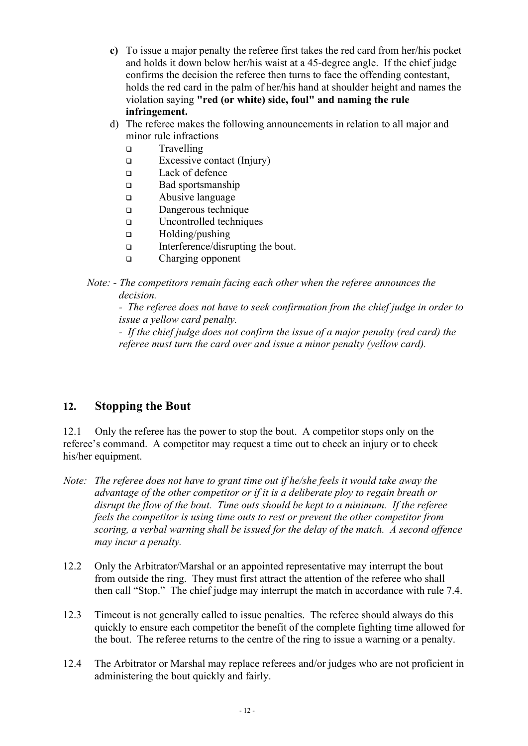**c)** To issue a major penalty the referee first takes the red card from her/his pocket and holds it down below her/his waist at a 45-degree angle. If the chief judge confirms the decision the referee then turns to face the offending contestant, holds the red card in the palm of her/his hand at shoulder height and names the violation saying **"red (or white) side, foul" and naming the rule infringement.**

d) The referee makes the following announcements in relation to all major and minor rule infractions

- Travelling
- Excessive contact (Injury)
- Lack of defence
- Bad sportsmanship
- Abusive language
- Dangerous technique
- Uncontrolled techniques
- Holding/pushing
- Interference/disrupting the bout.
- Charging opponent

*Note: - The competitors remain facing each other when the referee announces the decision.*

*- The referee does not have to seek confirmation from the chief judge in order to issue a yellow card penalty.*

*- If the chief judge does not confirm the issue of a major penalty (red card) the referee must turn the card over and issue a minor penalty (yellow card).*

## 12. Stopping the Bout

12.1 Only the referee has the power to stop the bout. A competitor stops only on the referee's command. A competitor may request a time out to check an injury or to check his/her equipment.

*Note: The referee does not have to grant time out if he/she feels it would take away the advantage of the other competitor or if it is a deliberate ploy to regain breath or disrupt the flow of the bout. Time outs should be kept to a minimum. If the referee feels the competitor is using time outs to rest or prevent the other competitor from scoring, a verbal warning shall be issued for the delay of the match. A second offence may incur a penalty.*

12.2 Only the Arbitrator/Marshal or an appointed representative may interrupt the bout from outside the ring. They must first attract the attention of the referee who shall then call "Stop." The chief judge may interrupt the match in accordance with rule 7.4.

12.3 Timeout is not generally called to issue penalties. The referee should always do this quickly to ensure each competitor the benefit of the complete fighting time allowed for the bout. The referee returns to the centre of the ring to issue a warning or a penalty.

12.4 The Arbitrator or Marshal may replace referees and/or judges who are not proficient in administering the bout quickly and fairly.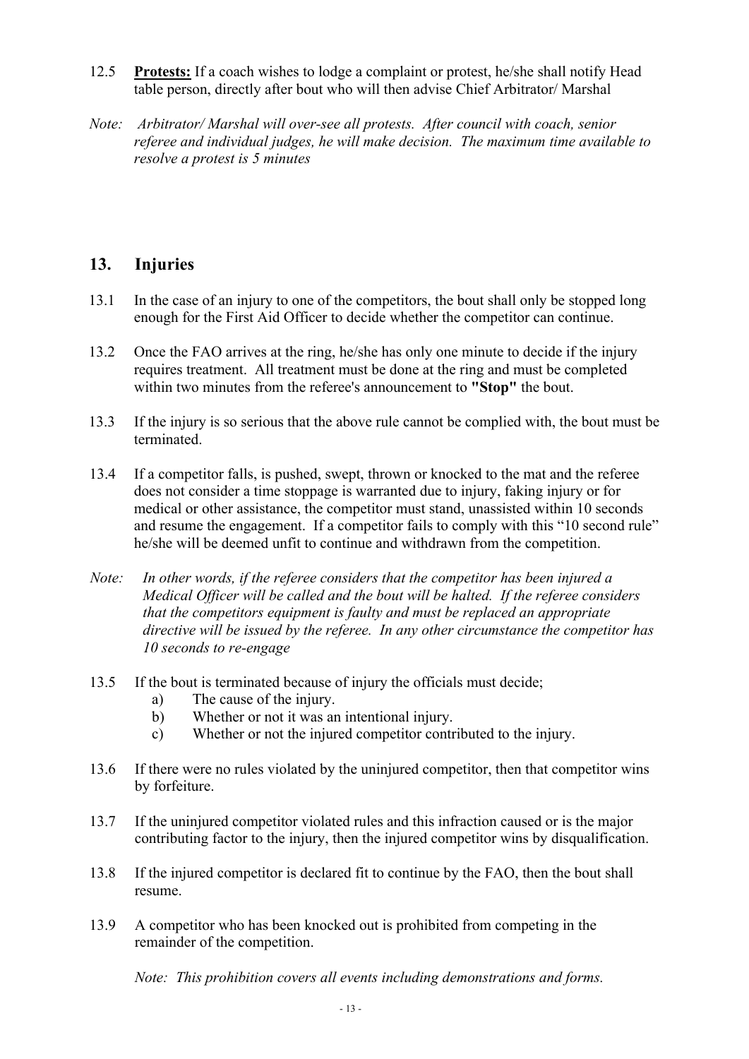12.5 **Protests:** If a coach wishes to lodge a complaint or protest, he/she shall notify Head table person, directly after bout who will then advise Chief Arbitrator/ Marshal

*Note: Arbitrator/ Marshal will over-see all protests. After council with coach, senior referee and individual judges, he will make decision. The maximum time available to resolve a protest is 5 minutes*

## 13. Injuries

13.1 In the case of an injury to one of the competitors, the bout shall only be stopped long enough for the First Aid Officer to decide whether the competitor can continue.

13.2 Once the FAO arrives at the ring, he/she has only one minute to decide if the injury requires treatment. All treatment must be done at the ring and must be completed within two minutes from the referee's announcement to **"Stop"** the bout.

13.3 If the injury is so serious that the above rule cannot be complied with, the bout must be terminated.

13.4 If a competitor falls, is pushed, swept, thrown or knocked to the mat and the referee does not consider a time stoppage is warranted due to injury, faking injury or for medical or other assistance, the competitor must stand, unassisted within 10 seconds and resume the engagement. If a competitor fails to comply with this "10 second rule" he/she will be deemed unfit to continue and withdrawn from the competition.

*Note: In other words, if the referee considers that the competitor has been injured a Medical Officer will be called and the bout will be halted. If the referee considers that the competitors equipment is faulty and must be replaced an appropriate directive will be issued by the referee. In any other circumstance the competitor has 10 seconds to re-engage*

13.5 If the bout is terminated because of injury the officials must decide;

a) The cause of the injury.
b) Whether or not it was an intentional injury.
c) Whether or not the injured competitor contributed to the injury.

13.6 If there were no rules violated by the uninjured competitor, then that competitor wins by forfeiture.

13.7 If the uninjured competitor violated rules and this infraction caused or is the major contributing factor to the injury, then the injured competitor wins by disqualification.

13.8 If the injured competitor is declared fit to continue by the FAO, then the bout shall resume.

13.9 A competitor who has been knocked out is prohibited from competing in the remainder of the competition.

*Note: This prohibition covers all events including demonstrations and forms.*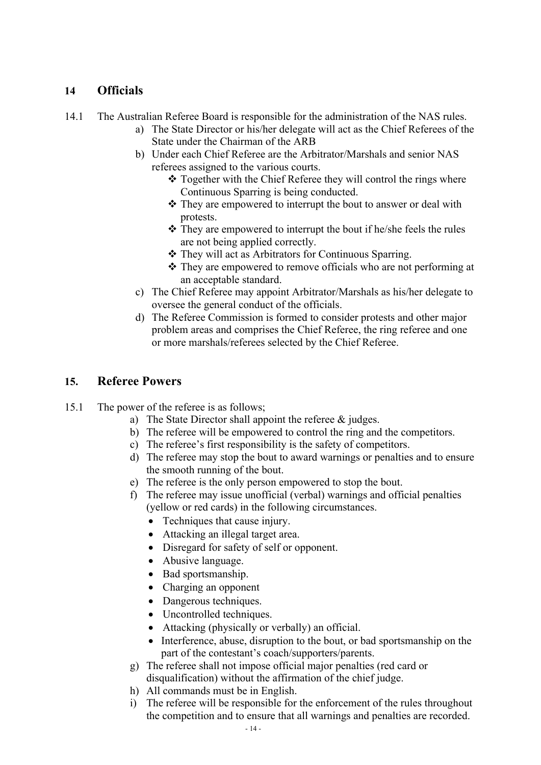## 14 Officials

14.1 The Australian Referee Board is responsible for the administration of the NAS rules.

a) The State Director or his/her delegate will act as the Chief Referees of the State under the Chairman of the ARB
b) Under each Chief Referee are the Arbitrator/Marshals and senior NAS referees assigned to the various courts.
   - ❖ Together with the Chief Referee they will control the rings where Continuous Sparring is being conducted.
   - ❖ They are empowered to interrupt the bout to answer or deal with protests.
   - ❖ They are empowered to interrupt the bout if he/she feels the rules are not being applied correctly.
   - ❖ They will act as Arbitrators for Continuous Sparring.
   - ❖ They are empowered to remove officials who are not performing at an acceptable standard.
c) The Chief Referee may appoint Arbitrator/Marshals as his/her delegate to oversee the general conduct of the officials.
d) The Referee Commission is formed to consider protests and other major problem areas and comprises the Chief Referee, the ring referee and one or more marshals/referees selected by the Chief Referee.

## 15. Referee Powers

15.1 The power of the referee is as follows;

a) The State Director shall appoint the referee & judges.
b) The referee will be empowered to control the ring and the competitors.
c) The referee's first responsibility is the safety of competitors.
d) The referee may stop the bout to award warnings or penalties and to ensure the smooth running of the bout.
e) The referee is the only person empowered to stop the bout.
f) The referee may issue unofficial (verbal) warnings and official penalties (yellow or red cards) in the following circumstances.
   - Techniques that cause injury.
   - Attacking an illegal target area.
   - Disregard for safety of self or opponent.
   - Abusive language.
   - Bad sportsmanship.
   - Charging an opponent
   - Dangerous techniques.
   - Uncontrolled techniques.
   - Attacking (physically or verbally) an official.
   - Interference, abuse, disruption to the bout, or bad sportsmanship on the part of the contestant's coach/supporters/parents.
g) The referee shall not impose official major penalties (red card or disqualification) without the affirmation of the chief judge.
h) All commands must be in English.
i) The referee will be responsible for the enforcement of the rules throughout the competition and to ensure that all warnings and penalties are recorded.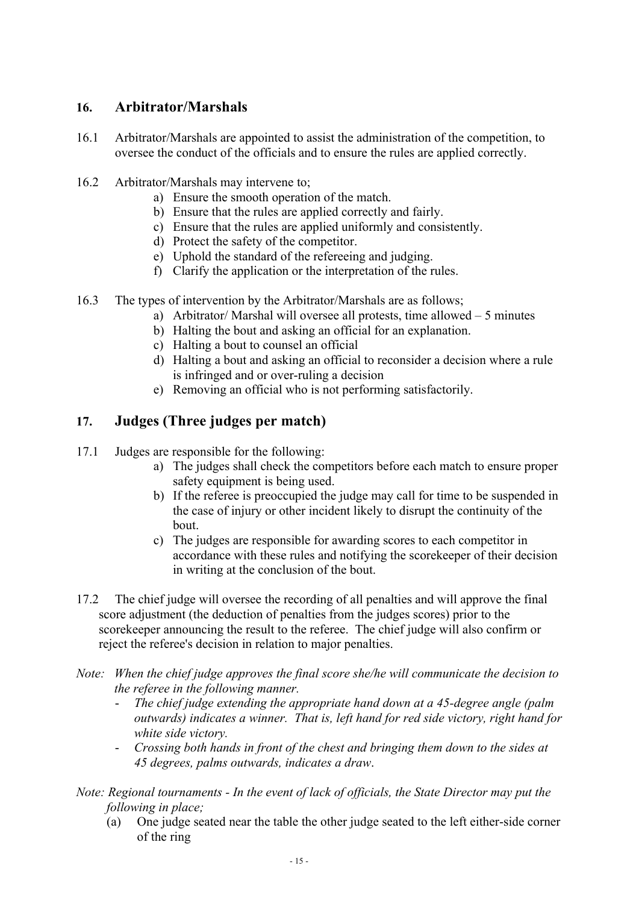## 16. Arbitrator/Marshals

16.1 Arbitrator/Marshals are appointed to assist the administration of the competition, to oversee the conduct of the officials and to ensure the rules are applied correctly.

16.2 Arbitrator/Marshals may intervene to;

a) Ensure the smooth operation of the match.
b) Ensure that the rules are applied correctly and fairly.
c) Ensure that the rules are applied uniformly and consistently.
d) Protect the safety of the competitor.
e) Uphold the standard of the refereeing and judging.
f) Clarify the application or the interpretation of the rules.

16.3 The types of intervention by the Arbitrator/Marshals are as follows;

a) Arbitrator/ Marshal will oversee all protests, time allowed – 5 minutes
b) Halting the bout and asking an official for an explanation.
c) Halting a bout to counsel an official
d) Halting a bout and asking an official to reconsider a decision where a rule is infringed and or over-ruling a decision
e) Removing an official who is not performing satisfactorily.

## 17. Judges (Three judges per match)

17.1 Judges are responsible for the following:

a) The judges shall check the competitors before each match to ensure proper safety equipment is being used.
b) If the referee is preoccupied the judge may call for time to be suspended in the case of injury or other incident likely to disrupt the continuity of the bout.
c) The judges are responsible for awarding scores to each competitor in accordance with these rules and notifying the scorekeeper of their decision in writing at the conclusion of the bout.

17.2 The chief judge will oversee the recording of all penalties and will approve the final score adjustment (the deduction of penalties from the judges scores) prior to the scorekeeper announcing the result to the referee. The chief judge will also confirm or reject the referee's decision in relation to major penalties.

*Note: When the chief judge approves the final score she/he will communicate the decision to the referee in the following manner.*

- *The chief judge extending the appropriate hand down at a 45-degree angle (palm outwards) indicates a winner. That is, left hand for red side victory, right hand for white side victory.*
- *Crossing both hands in front of the chest and bringing them down to the sides at 45 degrees, palms outwards, indicates a draw.*

*Note: Regional tournaments - In the event of lack of officials, the State Director may put the following in place;*

(a) One judge seated near the table the other judge seated to the left either-side corner of the ring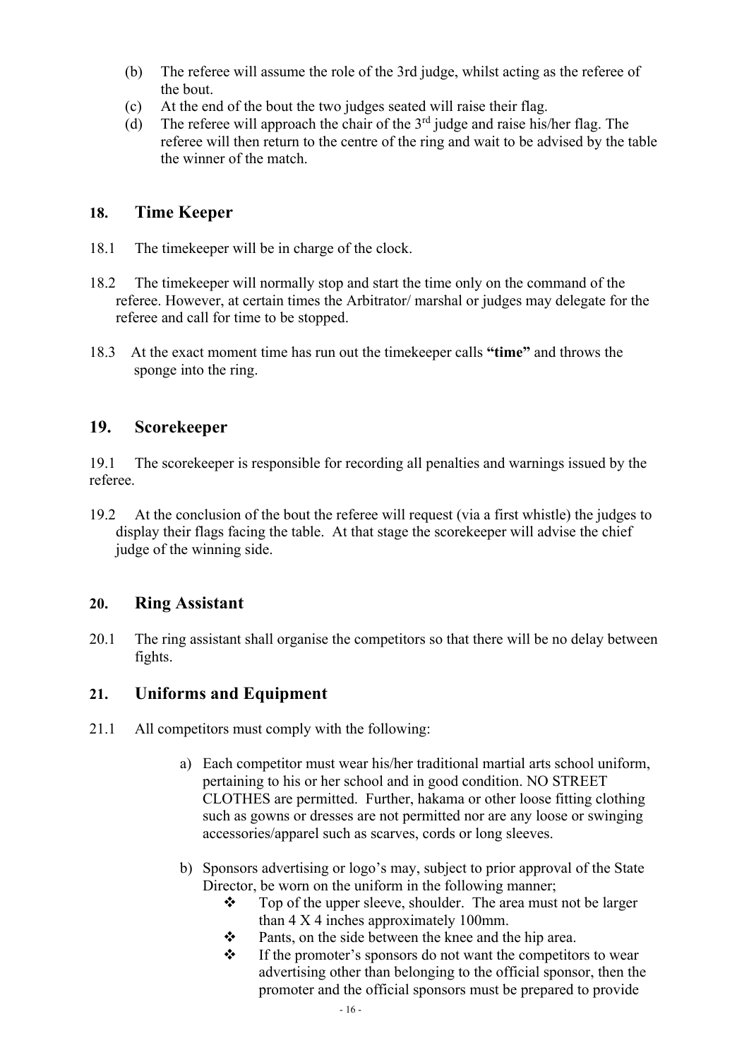(b) The referee will assume the role of the 3rd judge, whilst acting as the referee of the bout.

(c) At the end of the bout the two judges seated will raise their flag.

(d) The referee will approach the chair of the 3rd judge and raise his/her flag. The referee will then return to the centre of the ring and wait to be advised by the table the winner of the match.

## 18. Time Keeper

18.1 The timekeeper will be in charge of the clock.

18.2 The timekeeper will normally stop and start the time only on the command of the referee. However, at certain times the Arbitrator/ marshal or judges may delegate for the referee and call for time to be stopped.

18.3 At the exact moment time has run out the timekeeper calls **"time"** and throws the sponge into the ring.

## 19. Scorekeeper

19.1 The scorekeeper is responsible for recording all penalties and warnings issued by the referee.

19.2 At the conclusion of the bout the referee will request (via a first whistle) the judges to display their flags facing the table. At that stage the scorekeeper will advise the chief judge of the winning side.

## 20. Ring Assistant

20.1 The ring assistant shall organise the competitors so that there will be no delay between fights.

## 21. Uniforms and Equipment

21.1 All competitors must comply with the following:

a) Each competitor must wear his/her traditional martial arts school uniform, pertaining to his or her school and in good condition. NO STREET CLOTHES are permitted. Further, hakama or other loose fitting clothing such as gowns or dresses are not permitted nor are any loose or swinging accessories/apparel such as scarves, cords or long sleeves.

b) Sponsors advertising or logo's may, subject to prior approval of the State Director, be worn on the uniform in the following manner;
   - Top of the upper sleeve, shoulder. The area must not be larger than 4 X 4 inches approximately 100mm.
   - Pants, on the side between the knee and the hip area.
   - If the promoter's sponsors do not want the competitors to wear advertising other than belonging to the official sponsor, then the promoter and the official sponsors must be prepared to provide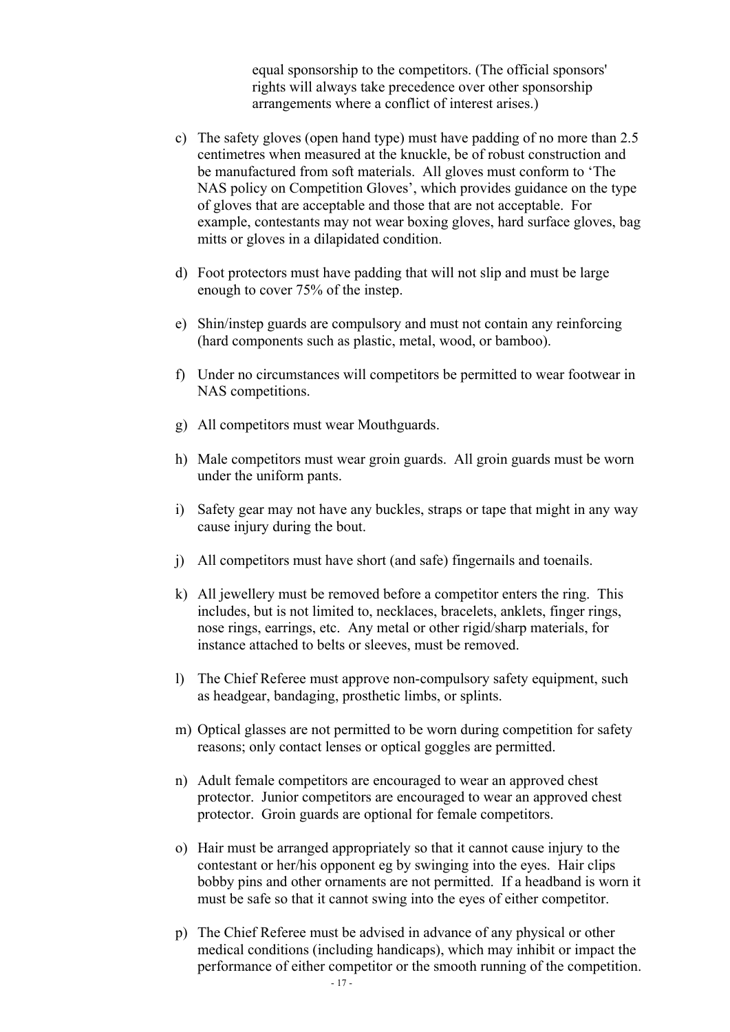equal sponsorship to the competitors. (The official sponsors' rights will always take precedence over other sponsorship arrangements where a conflict of interest arises.)

c) The safety gloves (open hand type) must have padding of no more than 2.5 centimetres when measured at the knuckle, be of robust construction and be manufactured from soft materials. All gloves must conform to 'The NAS policy on Competition Gloves', which provides guidance on the type of gloves that are acceptable and those that are not acceptable. For example, contestants may not wear boxing gloves, hard surface gloves, bag mitts or gloves in a dilapidated condition.

d) Foot protectors must have padding that will not slip and must be large enough to cover 75% of the instep.

e) Shin/instep guards are compulsory and must not contain any reinforcing (hard components such as plastic, metal, wood, or bamboo).

f) Under no circumstances will competitors be permitted to wear footwear in NAS competitions.

g) All competitors must wear Mouthguards.

h) Male competitors must wear groin guards. All groin guards must be worn under the uniform pants.

i) Safety gear may not have any buckles, straps or tape that might in any way cause injury during the bout.

j) All competitors must have short (and safe) fingernails and toenails.

k) All jewellery must be removed before a competitor enters the ring. This includes, but is not limited to, necklaces, bracelets, anklets, finger rings, nose rings, earrings, etc. Any metal or other rigid/sharp materials, for instance attached to belts or sleeves, must be removed.

l) The Chief Referee must approve non-compulsory safety equipment, such as headgear, bandaging, prosthetic limbs, or splints.

m) Optical glasses are not permitted to be worn during competition for safety reasons; only contact lenses or optical goggles are permitted.

n) Adult female competitors are encouraged to wear an approved chest protector. Junior competitors are encouraged to wear an approved chest protector. Groin guards are optional for female competitors.

o) Hair must be arranged appropriately so that it cannot cause injury to the contestant or her/his opponent eg by swinging into the eyes. Hair clips bobby pins and other ornaments are not permitted. If a headband is worn it must be safe so that it cannot swing into the eyes of either competitor.

p) The Chief Referee must be advised in advance of any physical or other medical conditions (including handicaps), which may inhibit or impact the performance of either competitor or the smooth running of the competition.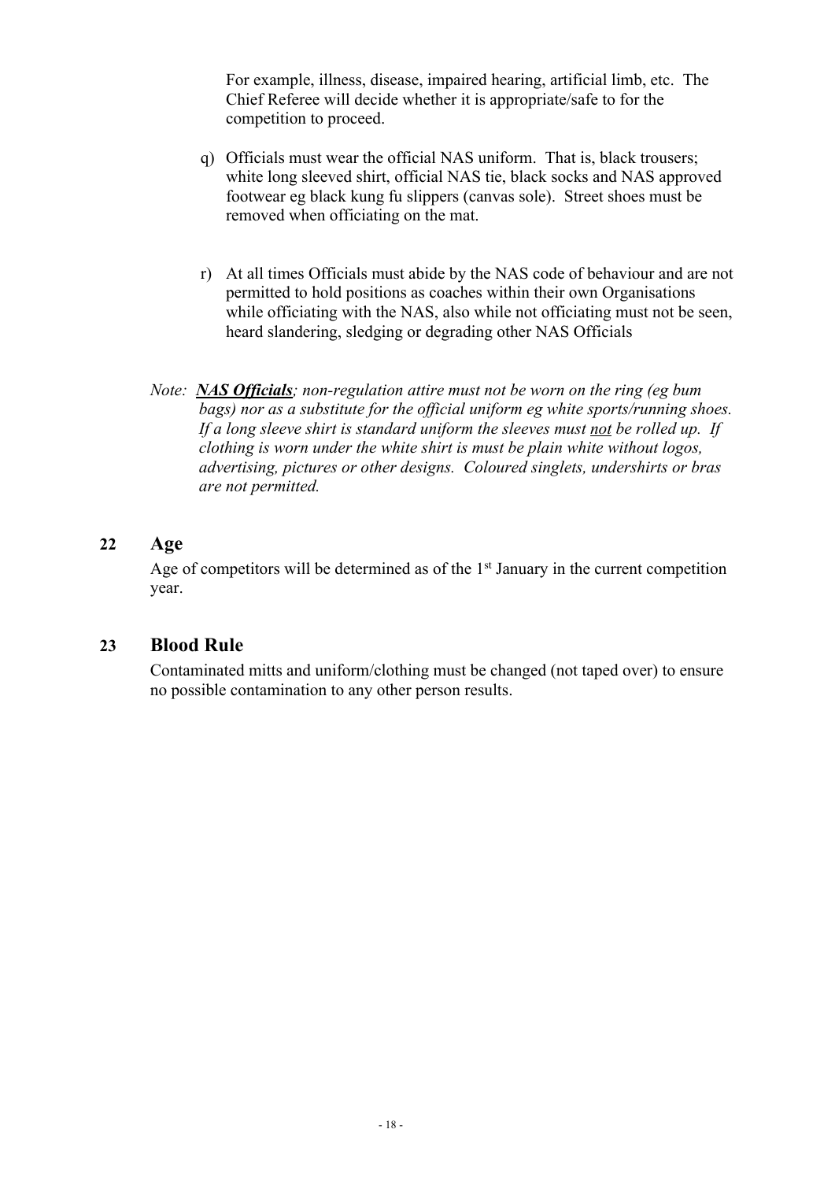For example, illness, disease, impaired hearing, artificial limb, etc. The Chief Referee will decide whether it is appropriate/safe to for the competition to proceed.

q) Officials must wear the official NAS uniform. That is, black trousers; white long sleeved shirt, official NAS tie, black socks and NAS approved footwear eg black kung fu slippers (canvas sole). Street shoes must be removed when officiating on the mat.

r) At all times Officials must abide by the NAS code of behaviour and are not permitted to hold positions as coaches within their own Organisations while officiating with the NAS, also while not officiating must not be seen, heard slandering, sledging or degrading other NAS Officials

*Note: **<u>NAS Officials</u>**; non-regulation attire must not be worn on the ring (eg bum bags) nor as a substitute for the official uniform eg white sports/running shoes. If a long sleeve shirt is standard uniform the sleeves must <u>not</u> be rolled up. If clothing is worn under the white shirt is must be plain white without logos, advertising, pictures or other designs. Coloured singlets, undershirts or bras are not permitted.*

## 22 Age

Age of competitors will be determined as of the 1st January in the current competition year.

## 23 Blood Rule

Contaminated mitts and uniform/clothing must be changed (not taped over) to ensure no possible contamination to any other person results.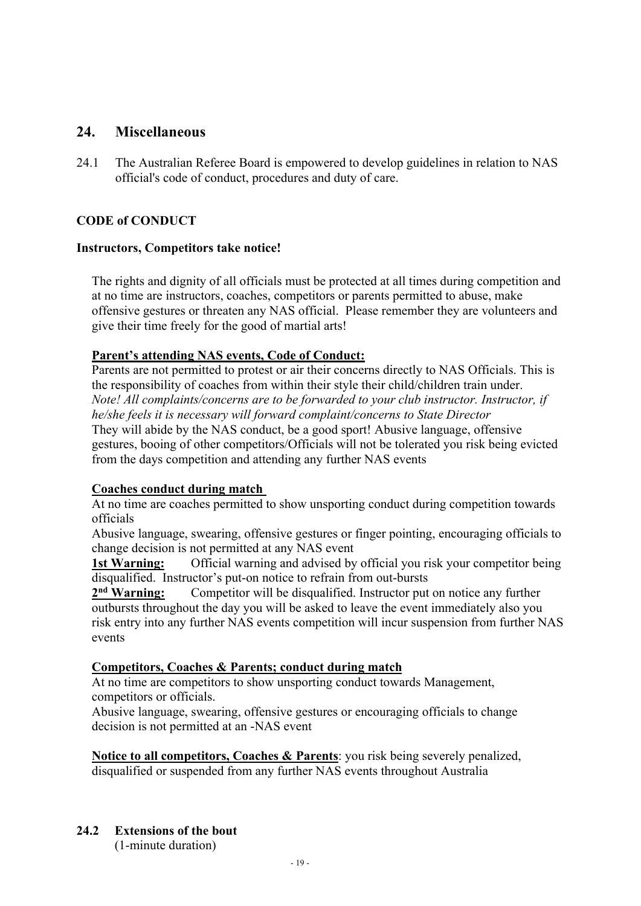## 24. Miscellaneous

24.1 The Australian Referee Board is empowered to develop guidelines in relation to NAS official's code of conduct, procedures and duty of care.

**CODE of CONDUCT**

**Instructors, Competitors take notice!**

The rights and dignity of all officials must be protected at all times during competition and at no time are instructors, coaches, competitors or parents permitted to abuse, make offensive gestures or threaten any NAS official. Please remember they are volunteers and give their time freely for the good of martial arts!

**Parent's attending NAS events, Code of Conduct:**

Parents are not permitted to protest or air their concerns directly to NAS Officials. This is the responsibility of coaches from within their style their child/children train under.
*Note! All complaints/concerns are to be forwarded to your club instructor. Instructor, if he/she feels it is necessary will forward complaint/concerns to State Director*
They will abide by the NAS conduct, be a good sport! Abusive language, offensive gestures, booing of other competitors/Officials will not be tolerated you risk being evicted from the days competition and attending any further NAS events

**Coaches conduct during match**

At no time are coaches permitted to show unsporting conduct during competition towards officials
Abusive language, swearing, offensive gestures or finger pointing, encouraging officials to change decision is not permitted at any NAS event
**1st Warning:** Official warning and advised by official you risk your competitor being disqualified. Instructor's put-on notice to refrain from out-bursts
**2nd Warning:** Competitor will be disqualified. Instructor put on notice any further outbursts throughout the day you will be asked to leave the event immediately also you risk entry into any further NAS events competition will incur suspension from further NAS events

**Competitors, Coaches & Parents; conduct during match**

At no time are competitors to show unsporting conduct towards Management, competitors or officials.
Abusive language, swearing, offensive gestures or encouraging officials to change decision is not permitted at an -NAS event

**Notice to all competitors, Coaches & Parents**: you risk being severely penalized, disqualified or suspended from any further NAS events throughout Australia

### 24.2 Extensions of the bout

(1-minute duration)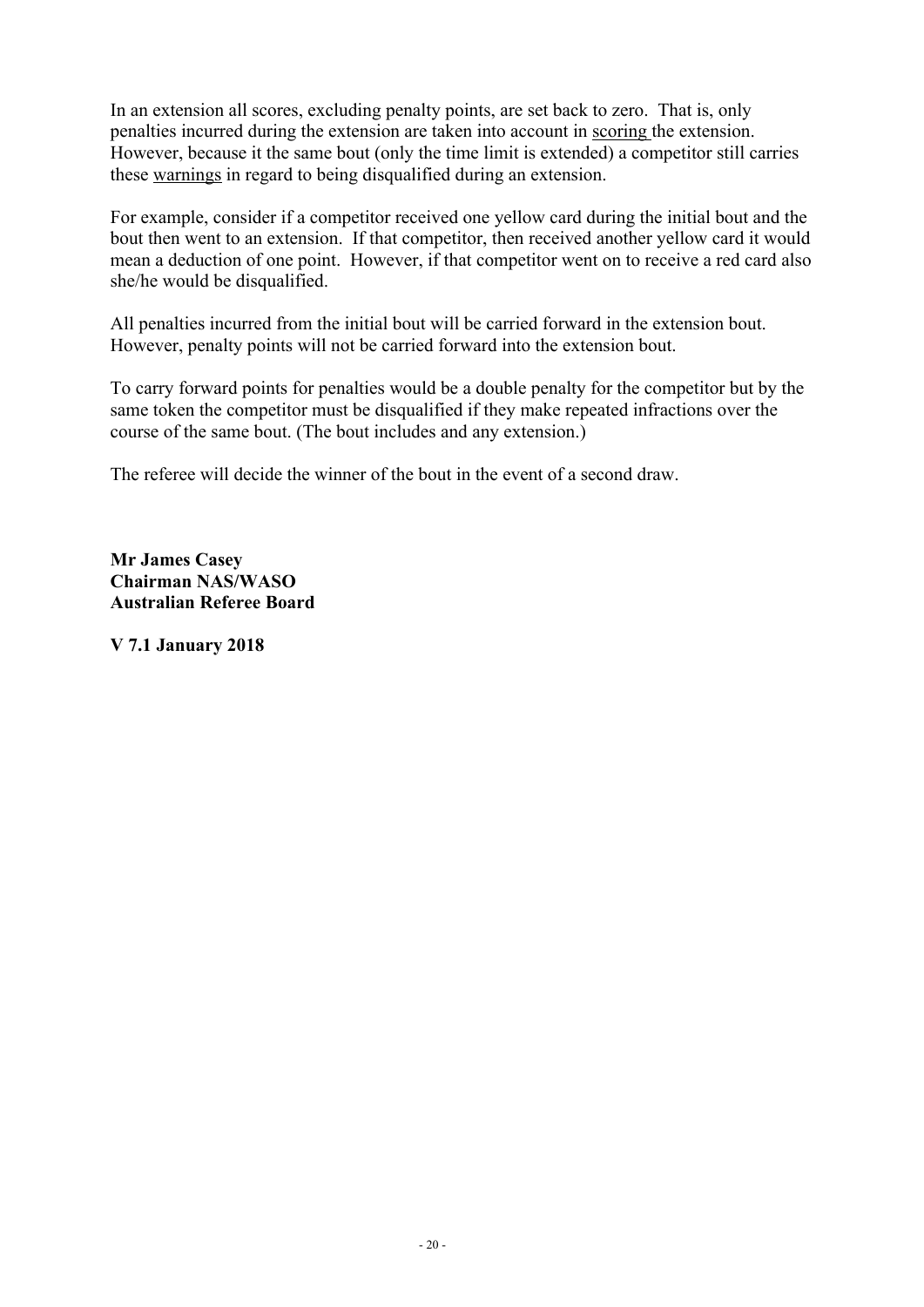In an extension all scores, excluding penalty points, are set back to zero. That is, only penalties incurred during the extension are taken into account in scoring the extension. However, because it the same bout (only the time limit is extended) a competitor still carries these warnings in regard to being disqualified during an extension.

For example, consider if a competitor received one yellow card during the initial bout and the bout then went to an extension. If that competitor, then received another yellow card it would mean a deduction of one point. However, if that competitor went on to receive a red card also she/he would be disqualified.

All penalties incurred from the initial bout will be carried forward in the extension bout. However, penalty points will not be carried forward into the extension bout.

To carry forward points for penalties would be a double penalty for the competitor but by the same token the competitor must be disqualified if they make repeated infractions over the course of the same bout. (The bout includes and any extension.)

The referee will decide the winner of the bout in the event of a second draw.

**Mr James Casey**
**Chairman NAS/WASO**
**Australian Referee Board**

**V 7.1 January 2018**